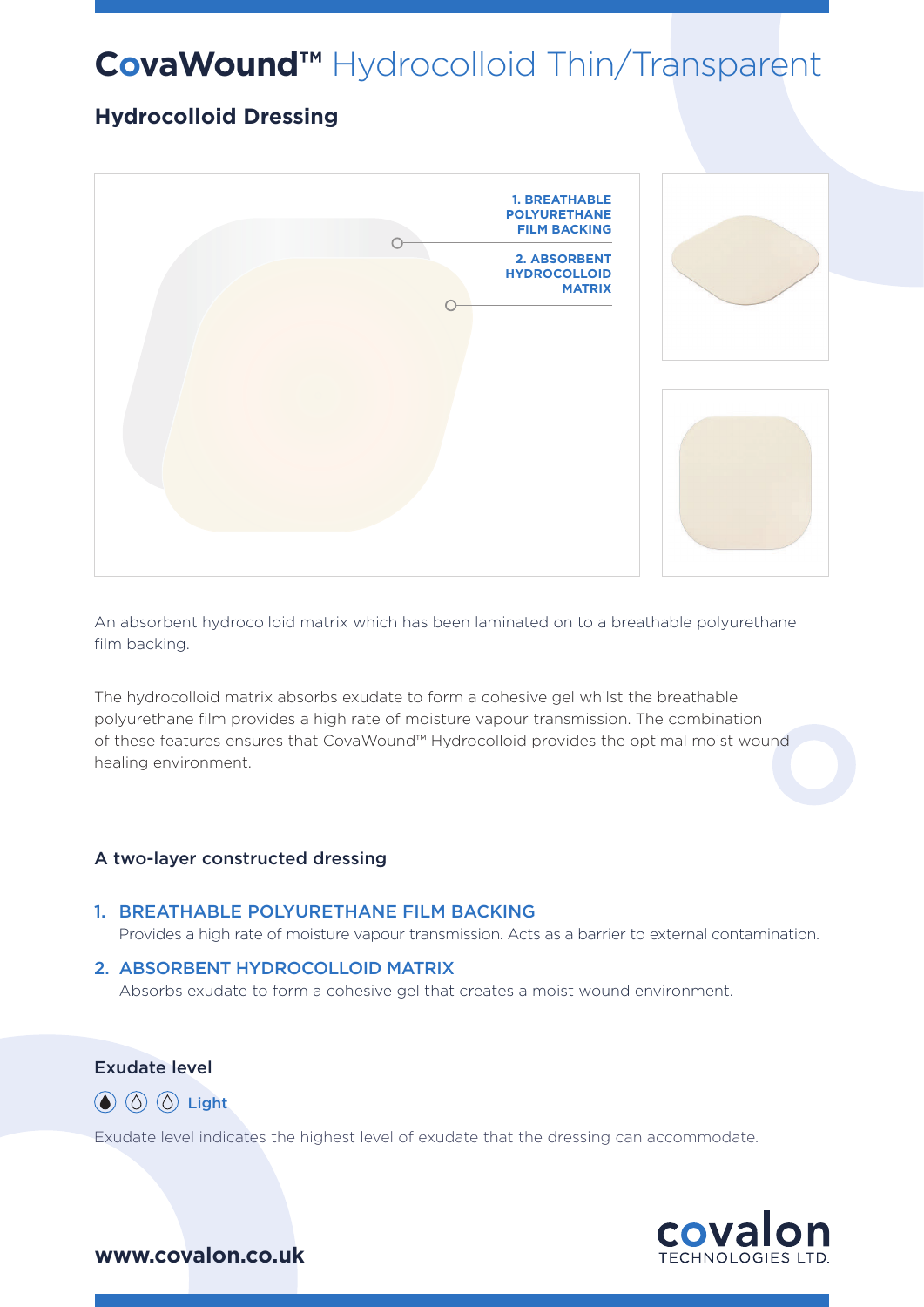# CovaWound™ Hydrocolloid Thin/Transparent

## Hydrocolloid Dressing

1. BREATHABLE POLYURETHANE FILM BACKING

2. ABSORBENT HYDROCOLLOID MATRIX

An absorbent hydrocolloid matrix which has been laminated on to a breathable polyurethane film backing.

The hydrocolloid matrix absorbs exudate to form a cohesive gel whilst the breathable polyurethane film provides a high rate of moisture vapour transmission. The combination of these features ensures that CovaWound™ Hydrocolloid provides the optimal moist wound healing environment.

### A two-layer constructed dressing

1. **BREATHABLE POLYURETHANE FILM BACKING**
   Provides a high rate of moisture vapour transmission. Acts as a barrier to external contamination.
2. **ABSORBENT HYDROCOLLOID MATRIX**
   Absorbs exudate to form a cohesive gel that creates a moist wound environment.

### Exudate level

Light

Exudate level indicates the highest level of exudate that the dressing can accommodate.

**www.covalon.co.uk**

covalon TECHNOLOGIES LTD.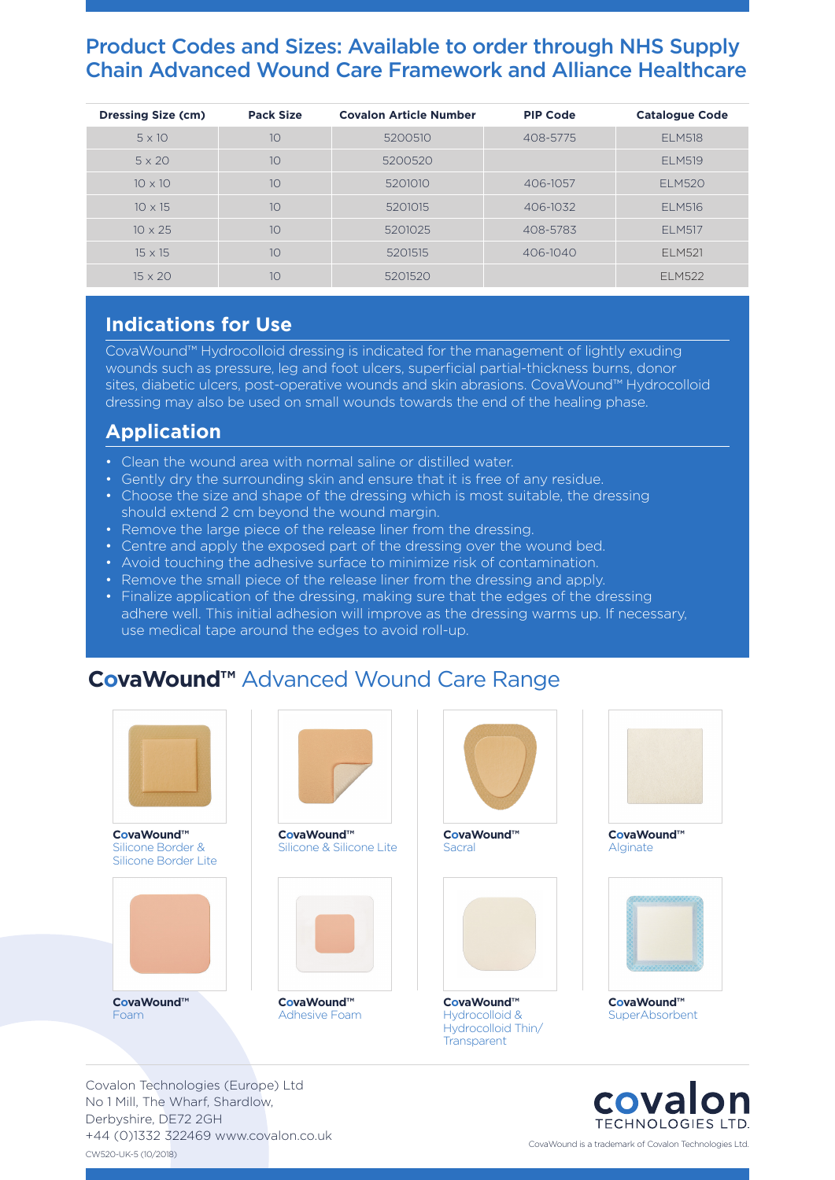## Product Codes and Sizes: Available to order through NHS Supply Chain Advanced Wound Care Framework and Alliance Healthcare

| Dressing Size (cm) | Pack Size | Covalon Article Number | PIP Code | Catalogue Code |
|---|---|---|---|---|
| 5 x 10 | 10 | 5200510 | 408-5775 | ELM518 |
| 5 x 20 | 10 | 5200520 | | ELM519 |
| 10 x 10 | 10 | 5201010 | 406-1057 | ELM520 |
| 10 x 15 | 10 | 5201015 | 406-1032 | ELM516 |
| 10 x 25 | 10 | 5201025 | 408-5783 | ELM517 |
| 15 x 15 | 10 | 5201515 | 406-1040 | ELM521 |
| 15 x 20 | 10 | 5201520 | | ELM522 |

## Indications for Use

CovaWound™ Hydrocolloid dressing is indicated for the management of lightly exuding wounds such as pressure, leg and foot ulcers, superficial partial-thickness burns, donor sites, diabetic ulcers, post-operative wounds and skin abrasions. CovaWound™ Hydrocolloid dressing may also be used on small wounds towards the end of the healing phase.

## Application

- Clean the wound area with normal saline or distilled water.
- Gently dry the surrounding skin and ensure that it is free of any residue.
- Choose the size and shape of the dressing which is most suitable, the dressing should extend 2 cm beyond the wound margin.
- Remove the large piece of the release liner from the dressing.
- Centre and apply the exposed part of the dressing over the wound bed.
- Avoid touching the adhesive surface to minimize risk of contamination.
- Remove the small piece of the release liner from the dressing and apply.
- Finalize application of the dressing, making sure that the edges of the dressing adhere well. This initial adhesion will improve as the dressing warms up. If necessary, use medical tape around the edges to avoid roll-up.

## **CovaWound™** Advanced Wound Care Range

**CovaWound™** Silicone Border & Silicone Border Lite

**CovaWound™** Silicone & Silicone Lite

**CovaWound™** Sacral

**CovaWound™** Alginate

**CovaWound™** Foam

**CovaWound™** Adhesive Foam

**CovaWound™** Hydrocolloid & Hydrocolloid Thin/ Transparent

**CovaWound™** SuperAbsorbent

Covalon Technologies (Europe) Ltd
No 1 Mill, The Wharf, Shardlow,
Derbyshire, DE72 2GH
+44 (0)1332 322469 www.covalon.co.uk

CW520-UK-5 (10/2018)

covalon TECHNOLOGIES LTD.

CovaWound is a trademark of Covalon Technologies Ltd.